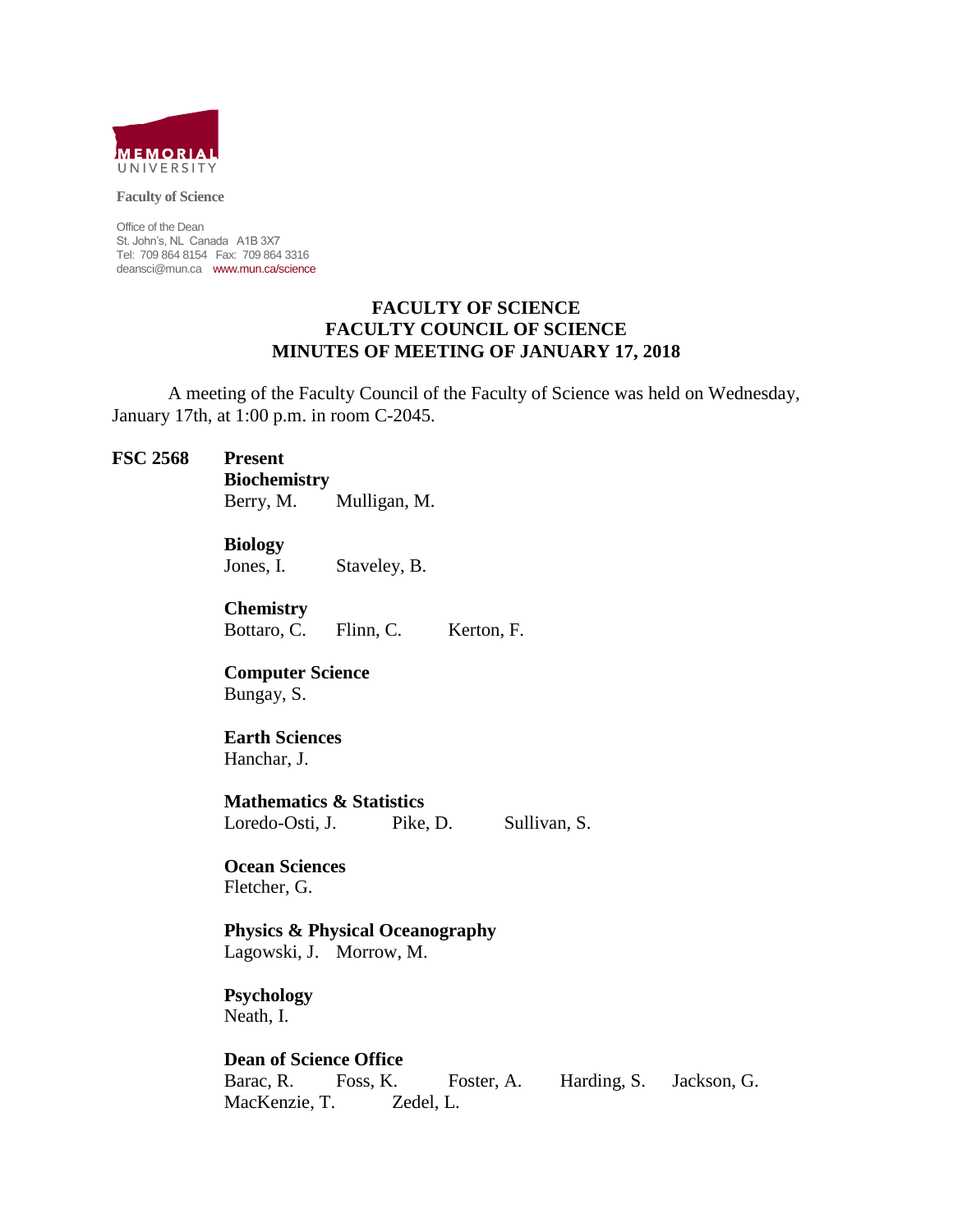MEMORIAL UNIVERSITY

**Faculty of Science**

Office of the Dean
St. John's, NL Canada A1B 3X7
Tel: 709 864 8154 Fax: 709 864 3316
deansci@mun.ca www.mun.ca/science

# FACULTY OF SCIENCE
# FACULTY COUNCIL OF SCIENCE
# MINUTES OF MEETING OF JANUARY 17, 2018

A meeting of the Faculty Council of the Faculty of Science was held on Wednesday, January 17th, at 1:00 p.m. in room C-2045.

**FSC 2568** **Present**

**Biochemistry**
Berry, M. Mulligan, M.

**Biology**
Jones, I. Staveley, B.

**Chemistry**
Bottaro, C. Flinn, C. Kerton, F.

**Computer Science**
Bungay, S.

**Earth Sciences**
Hanchar, J.

**Mathematics & Statistics**
Loredo-Osti, J. Pike, D. Sullivan, S.

**Ocean Sciences**
Fletcher, G.

**Physics & Physical Oceanography**
Lagowski, J. Morrow, M.

**Psychology**
Neath, I.

**Dean of Science Office**
Barac, R. Foss, K. Foster, A. Harding, S. Jackson, G.
MacKenzie, T. Zedel, L.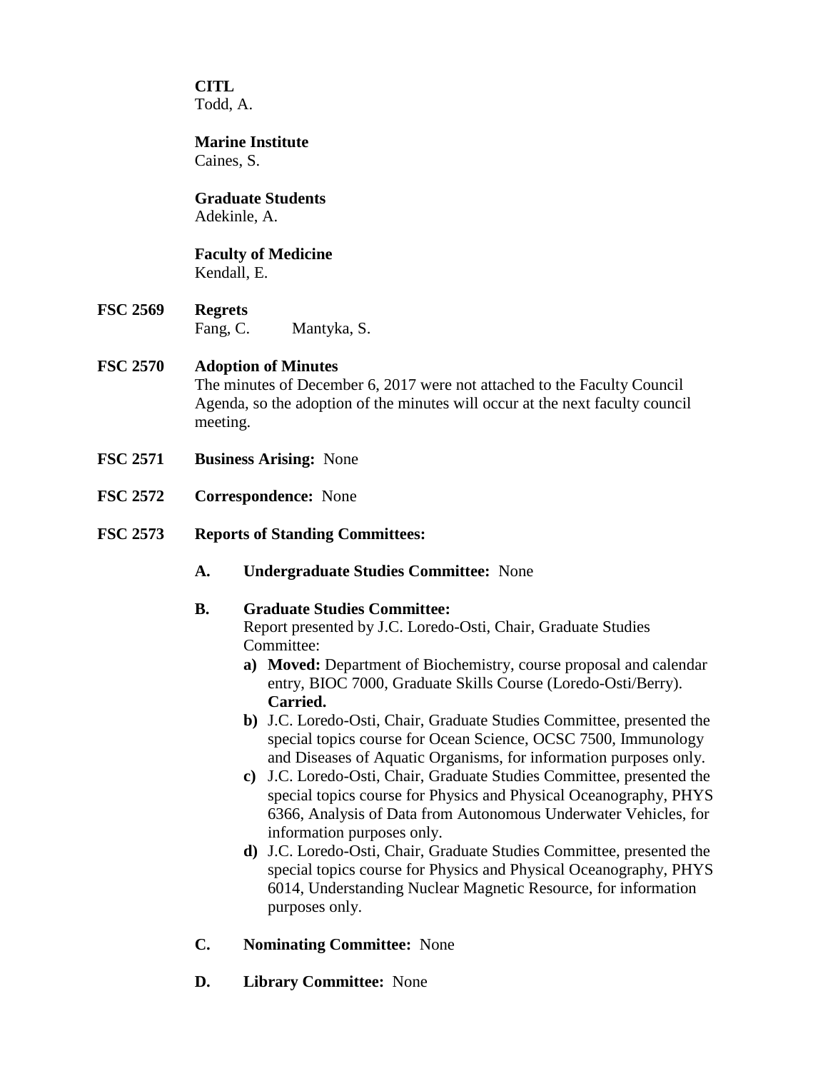**CITL**
Todd, A.

**Marine Institute**
Caines, S.

**Graduate Students**
Adekinle, A.

**Faculty of Medicine**
Kendall, E.

**FSC 2569 Regrets**
Fang, C. Mantyka, S.

**FSC 2570 Adoption of Minutes**
The minutes of December 6, 2017 were not attached to the Faculty Council Agenda, so the adoption of the minutes will occur at the next faculty council meeting.

**FSC 2571 Business Arising:** None

**FSC 2572 Correspondence:** None

**FSC 2573 Reports of Standing Committees:**

**A. Undergraduate Studies Committee:** None

**B. Graduate Studies Committee:**
Report presented by J.C. Loredo-Osti, Chair, Graduate Studies Committee:

- **a) Moved:** Department of Biochemistry, course proposal and calendar entry, BIOC 7000, Graduate Skills Course (Loredo-Osti/Berry). **Carried.**
- **b)** J.C. Loredo-Osti, Chair, Graduate Studies Committee, presented the special topics course for Ocean Science, OCSC 7500, Immunology and Diseases of Aquatic Organisms, for information purposes only.
- **c)** J.C. Loredo-Osti, Chair, Graduate Studies Committee, presented the special topics course for Physics and Physical Oceanography, PHYS 6366, Analysis of Data from Autonomous Underwater Vehicles, for information purposes only.
- **d)** J.C. Loredo-Osti, Chair, Graduate Studies Committee, presented the special topics course for Physics and Physical Oceanography, PHYS 6014, Understanding Nuclear Magnetic Resource, for information purposes only.

**C. Nominating Committee:** None

**D. Library Committee:** None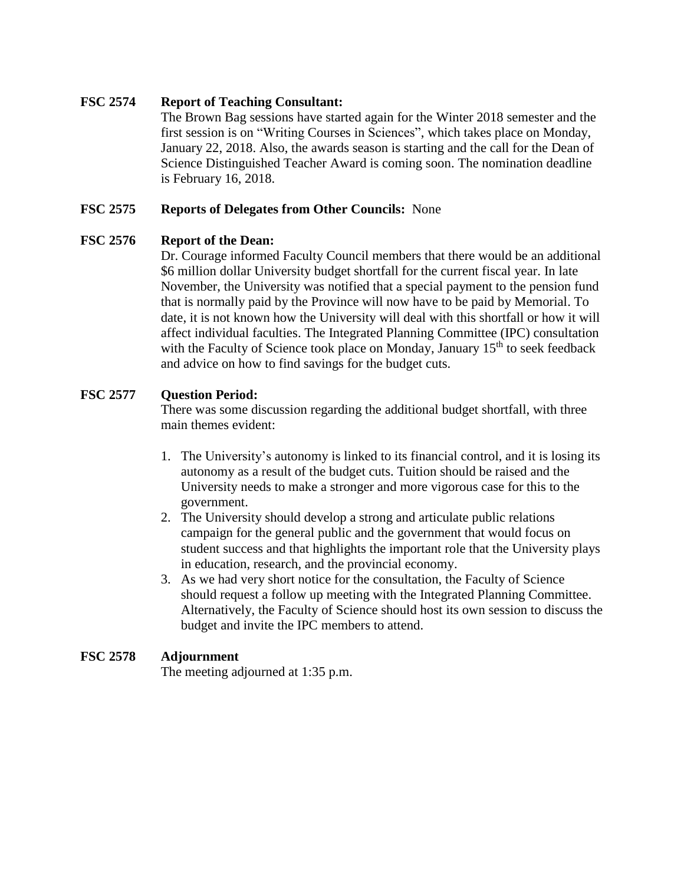**FSC 2574 Report of Teaching Consultant:**

The Brown Bag sessions have started again for the Winter 2018 semester and the first session is on "Writing Courses in Sciences", which takes place on Monday, January 22, 2018. Also, the awards season is starting and the call for the Dean of Science Distinguished Teacher Award is coming soon. The nomination deadline is February 16, 2018.

**FSC 2575 Reports of Delegates from Other Councils:** None

**FSC 2576 Report of the Dean:**

Dr. Courage informed Faculty Council members that there would be an additional $6 million dollar University budget shortfall for the current fiscal year. In late November, the University was notified that a special payment to the pension fund that is normally paid by the Province will now have to be paid by Memorial. To date, it is not known how the University will deal with this shortfall or how it will affect individual faculties. The Integrated Planning Committee (IPC) consultation with the Faculty of Science took place on Monday, January 15th to seek feedback and advice on how to find savings for the budget cuts.

**FSC 2577 Question Period:**

There was some discussion regarding the additional budget shortfall, with three main themes evident:

1. The University's autonomy is linked to its financial control, and it is losing its autonomy as a result of the budget cuts. Tuition should be raised and the University needs to make a stronger and more vigorous case for this to the government.
2. The University should develop a strong and articulate public relations campaign for the general public and the government that would focus on student success and that highlights the important role that the University plays in education, research, and the provincial economy.
3. As we had very short notice for the consultation, the Faculty of Science should request a follow up meeting with the Integrated Planning Committee. Alternatively, the Faculty of Science should host its own session to discuss the budget and invite the IPC members to attend.

**FSC 2578 Adjournment**

The meeting adjourned at 1:35 p.m.